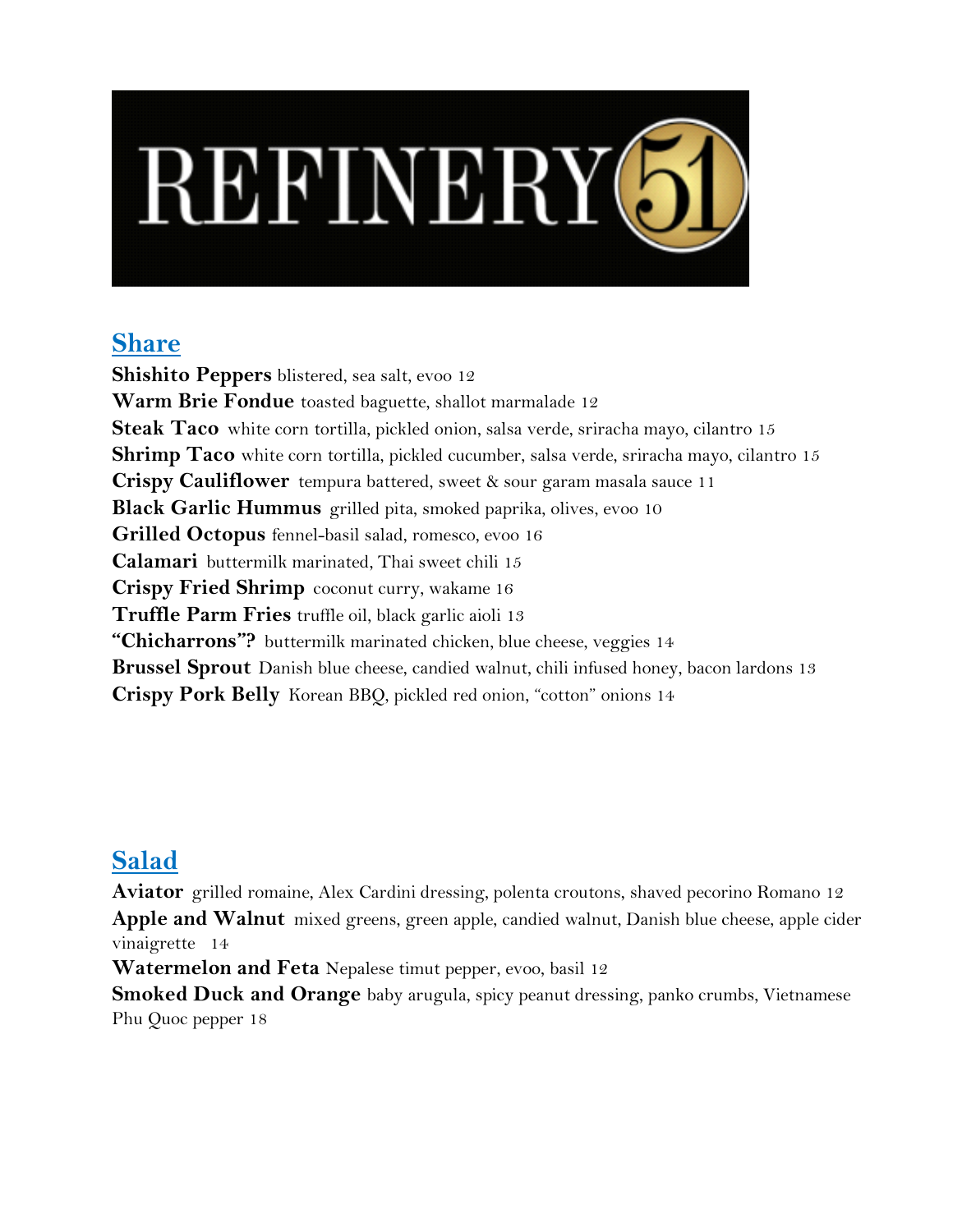# REFINERY 51

## Share

**Shishito Peppers** blistered, sea salt, evoo 12
**Warm Brie Fondue** toasted baguette, shallot marmalade 12
**Steak Taco** white corn tortilla, pickled onion, salsa verde, sriracha mayo, cilantro 15
**Shrimp Taco** white corn tortilla, pickled cucumber, salsa verde, sriracha mayo, cilantro 15
**Crispy Cauliflower** tempura battered, sweet & sour garam masala sauce 11
**Black Garlic Hummus** grilled pita, smoked paprika, olives, evoo 10
**Grilled Octopus** fennel-basil salad, romesco, evoo 16
**Calamari** buttermilk marinated, Thai sweet chili 15
**Crispy Fried Shrimp** coconut curry, wakame 16
**Truffle Parm Fries** truffle oil, black garlic aioli 13
**"Chicharrons"?** buttermilk marinated chicken, blue cheese, veggies 14
**Brussel Sprout** Danish blue cheese, candied walnut, chili infused honey, bacon lardons 13
**Crispy Pork Belly** Korean BBQ, pickled red onion, "cotton" onions 14

## Salad

**Aviator** grilled romaine, Alex Cardini dressing, polenta croutons, shaved pecorino Romano 12
**Apple and Walnut** mixed greens, green apple, candied walnut, Danish blue cheese, apple cider vinaigrette 14
**Watermelon and Feta** Nepalese timut pepper, evoo, basil 12
**Smoked Duck and Orange** baby arugula, spicy peanut dressing, panko crumbs, Vietnamese Phu Quoc pepper 18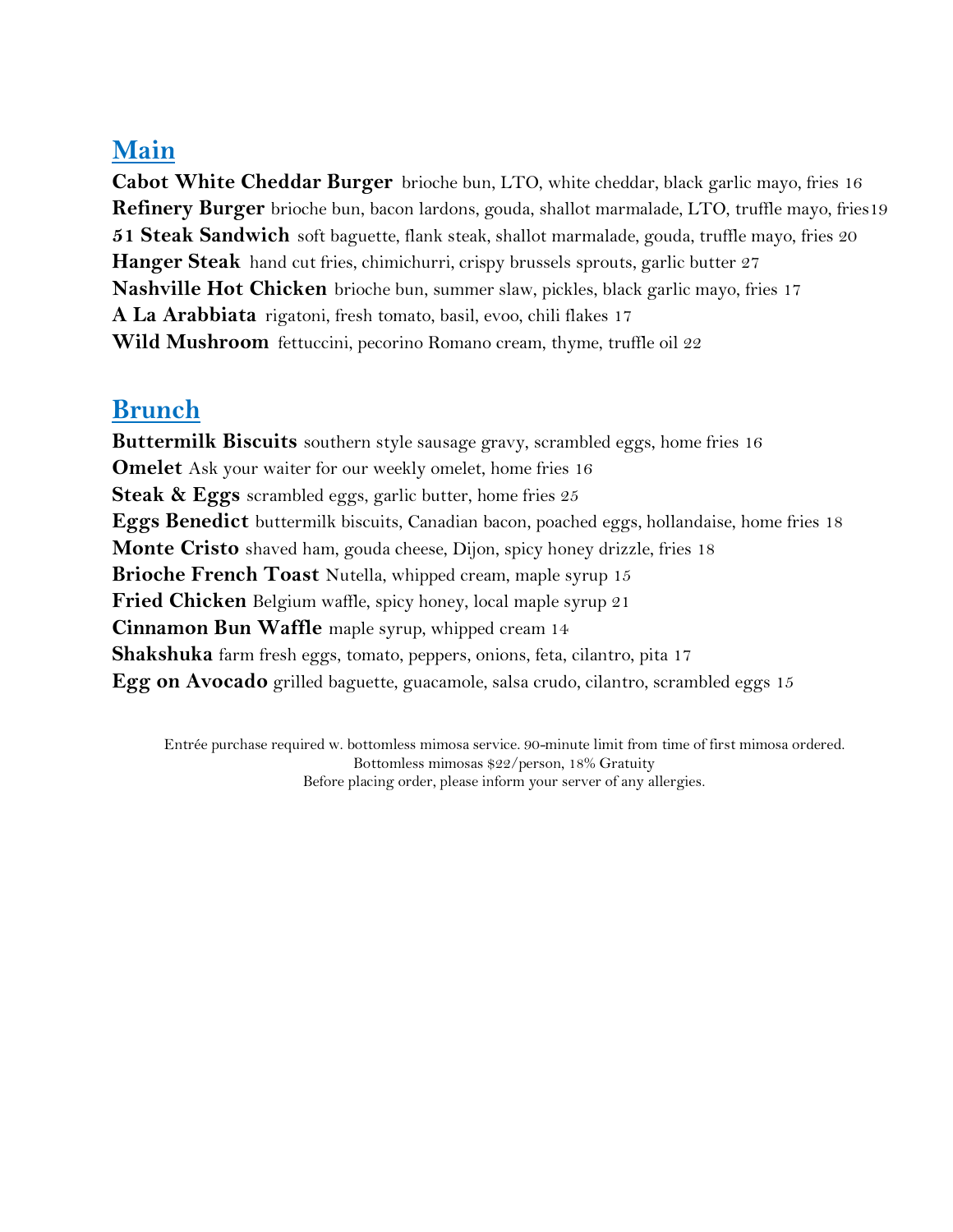## Main

**Cabot White Cheddar Burger** brioche bun, LTO, white cheddar, black garlic mayo, fries 16
**Refinery Burger** brioche bun, bacon lardons, gouda, shallot marmalade, LTO, truffle mayo, fries19
**51 Steak Sandwich** soft baguette, flank steak, shallot marmalade, gouda, truffle mayo, fries 20
**Hanger Steak** hand cut fries, chimichurri, crispy brussels sprouts, garlic butter 27
**Nashville Hot Chicken** brioche bun, summer slaw, pickles, black garlic mayo, fries 17
**A La Arabbiata** rigatoni, fresh tomato, basil, evoo, chili flakes 17
**Wild Mushroom** fettuccini, pecorino Romano cream, thyme, truffle oil 22

## Brunch

**Buttermilk Biscuits** southern style sausage gravy, scrambled eggs, home fries 16
**Omelet** Ask your waiter for our weekly omelet, home fries 16
**Steak & Eggs** scrambled eggs, garlic butter, home fries 25
**Eggs Benedict** buttermilk biscuits, Canadian bacon, poached eggs, hollandaise, home fries 18
**Monte Cristo** shaved ham, gouda cheese, Dijon, spicy honey drizzle, fries 18
**Brioche French Toast** Nutella, whipped cream, maple syrup 15
**Fried Chicken** Belgium waffle, spicy honey, local maple syrup 21
**Cinnamon Bun Waffle** maple syrup, whipped cream 14
**Shakshuka** farm fresh eggs, tomato, peppers, onions, feta, cilantro, pita 17
**Egg on Avocado** grilled baguette, guacamole, salsa crudo, cilantro, scrambled eggs 15

Entrée purchase required w. bottomless mimosa service. 90-minute limit from time of first mimosa ordered.
Bottomless mimosas $22/person, 18% Gratuity
Before placing order, please inform your server of any allergies.